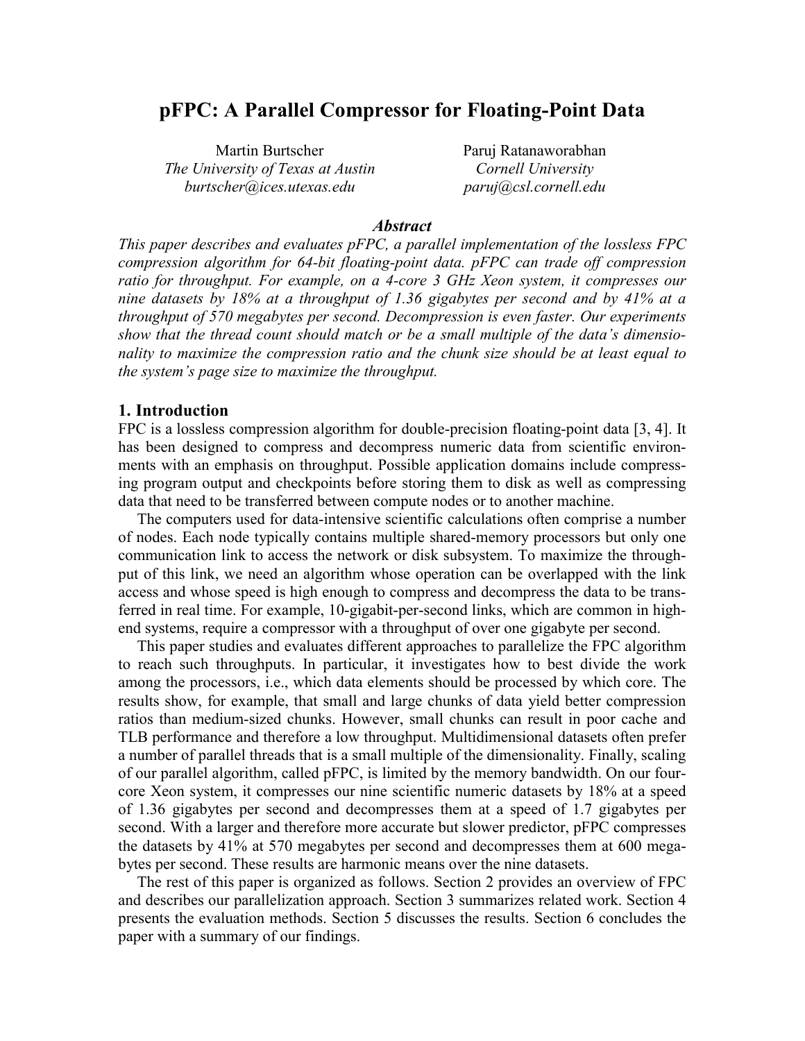# pFPC: A Parallel Compressor for Floating-Point Data

Martin Burtscher
*The University of Texas at Austin*
*burtscher@ices.utexas.edu*

Paruj Ratanaworabhan
*Cornell University*
*paruj@csl.cornell.edu*

### *Abstract*

*This paper describes and evaluates pFPC, a parallel implementation of the lossless FPC compression algorithm for 64-bit floating-point data. pFPC can trade off compression ratio for throughput. For example, on a 4-core 3 GHz Xeon system, it compresses our nine datasets by 18% at a throughput of 1.36 gigabytes per second and by 41% at a throughput of 570 megabytes per second. Decompression is even faster. Our experiments show that the thread count should match or be a small multiple of the data's dimensionality to maximize the compression ratio and the chunk size should be at least equal to the system's page size to maximize the throughput.*

## 1. Introduction

FPC is a lossless compression algorithm for double-precision floating-point data [3, 4]. It has been designed to compress and decompress numeric data from scientific environments with an emphasis on throughput. Possible application domains include compressing program output and checkpoints before storing them to disk as well as compressing data that need to be transferred between compute nodes or to another machine.

The computers used for data-intensive scientific calculations often comprise a number of nodes. Each node typically contains multiple shared-memory processors but only one communication link to access the network or disk subsystem. To maximize the throughput of this link, we need an algorithm whose operation can be overlapped with the link access and whose speed is high enough to compress and decompress the data to be transferred in real time. For example, 10-gigabit-per-second links, which are common in high-end systems, require a compressor with a throughput of over one gigabyte per second.

This paper studies and evaluates different approaches to parallelize the FPC algorithm to reach such throughputs. In particular, it investigates how to best divide the work among the processors, i.e., which data elements should be processed by which core. The results show, for example, that small and large chunks of data yield better compression ratios than medium-sized chunks. However, small chunks can result in poor cache and TLB performance and therefore a low throughput. Multidimensional datasets often prefer a number of parallel threads that is a small multiple of the dimensionality. Finally, scaling of our parallel algorithm, called pFPC, is limited by the memory bandwidth. On our four-core Xeon system, it compresses our nine scientific numeric datasets by 18% at a speed of 1.36 gigabytes per second and decompresses them at a speed of 1.7 gigabytes per second. With a larger and therefore more accurate but slower predictor, pFPC compresses the datasets by 41% at 570 megabytes per second and decompresses them at 600 megabytes per second. These results are harmonic means over the nine datasets.

The rest of this paper is organized as follows. Section 2 provides an overview of FPC and describes our parallelization approach. Section 3 summarizes related work. Section 4 presents the evaluation methods. Section 5 discusses the results. Section 6 concludes the paper with a summary of our findings.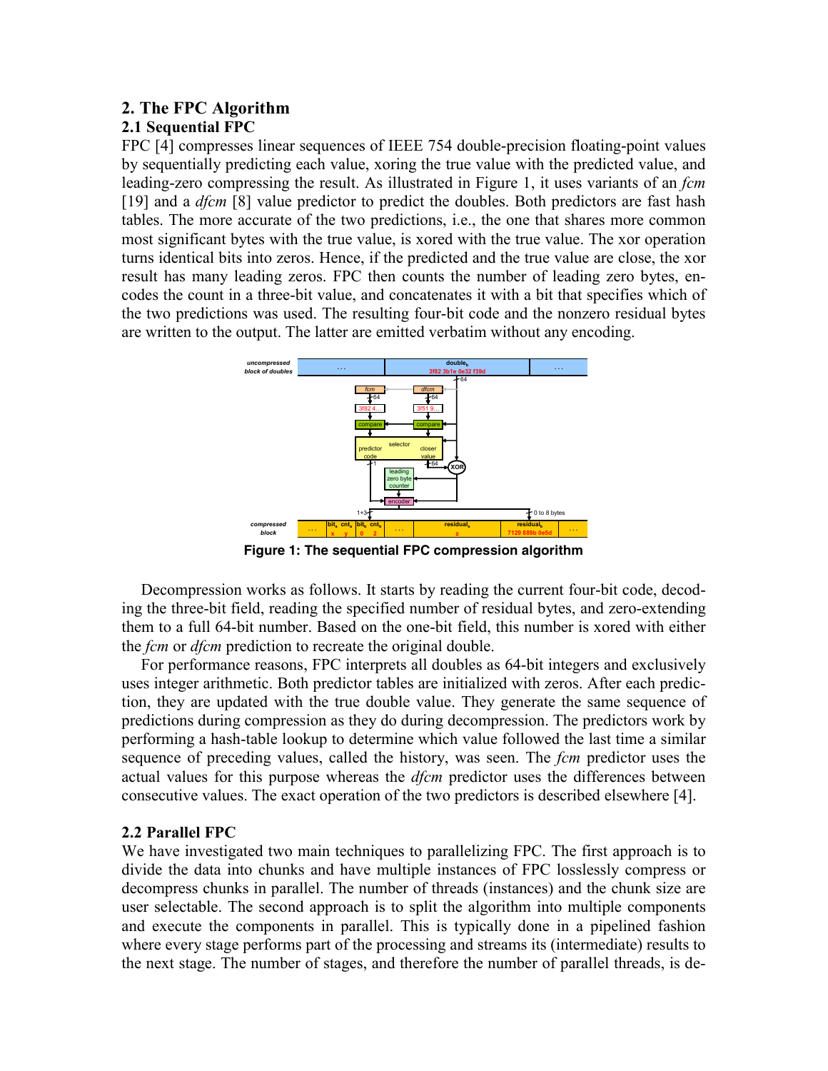## 2. The FPC Algorithm

### 2.1 Sequential FPC

FPC [4] compresses linear sequences of IEEE 754 double-precision floating-point values by sequentially predicting each value, xoring the true value with the predicted value, and leading-zero compressing the result. As illustrated in Figure 1, it uses variants of an *fcm* [19] and a *dfcm* [8] value predictor to predict the doubles. Both predictors are fast hash tables. The more accurate of the two predictions, i.e., the one that shares more common most significant bytes with the true value, is xored with the true value. The xor operation turns identical bits into zeros. Hence, if the predicted and the true value are close, the xor result has many leading zeros. FPC then counts the number of leading zero bytes, encodes the count in a three-bit value, and concatenates it with a bit that specifies which of the two predictions was used. The resulting four-bit code and the nonzero residual bytes are written to the output. The latter are emitted verbatim without any encoding.

uncompressed block of doubles
...
$double_b$
3f82 3b1e 0e32 f39d
...
64
fcm
dfcm
64
64
3f82 4...
3f51 9...
compare
compare
selector
predictor code
closer value
1
64
XOR
leading zero byte counter
encoder
1+3
0 to 8 bytes
compressed block
...
$bit_a$ $cnt_a$
x y
$bit_b$ $cnt_b$
0 2
...
$residual_a$
z
$residual_b$
7129 889b 0e5d
...

**Figure 1: The sequential FPC compression algorithm**

Decompression works as follows. It starts by reading the current four-bit code, decoding the three-bit field, reading the specified number of residual bytes, and zero-extending them to a full 64-bit number. Based on the one-bit field, this number is xored with either the *fcm* or *dfcm* prediction to recreate the original double.

For performance reasons, FPC interprets all doubles as 64-bit integers and exclusively uses integer arithmetic. Both predictor tables are initialized with zeros. After each prediction, they are updated with the true double value. They generate the same sequence of predictions during compression as they do during decompression. The predictors work by performing a hash-table lookup to determine which value followed the last time a similar sequence of preceding values, called the history, was seen. The *fcm* predictor uses the actual values for this purpose whereas the *dfcm* predictor uses the differences between consecutive values. The exact operation of the two predictors is described elsewhere [4].

### 2.2 Parallel FPC

We have investigated two main techniques to parallelizing FPC. The first approach is to divide the data into chunks and have multiple instances of FPC losslessly compress or decompress chunks in parallel. The number of threads (instances) and the chunk size are user selectable. The second approach is to split the algorithm into multiple components and execute the components in parallel. This is typically done in a pipelined fashion where every stage performs part of the processing and streams its (intermediate) results to the next stage. The number of stages, and therefore the number of parallel threads, is de-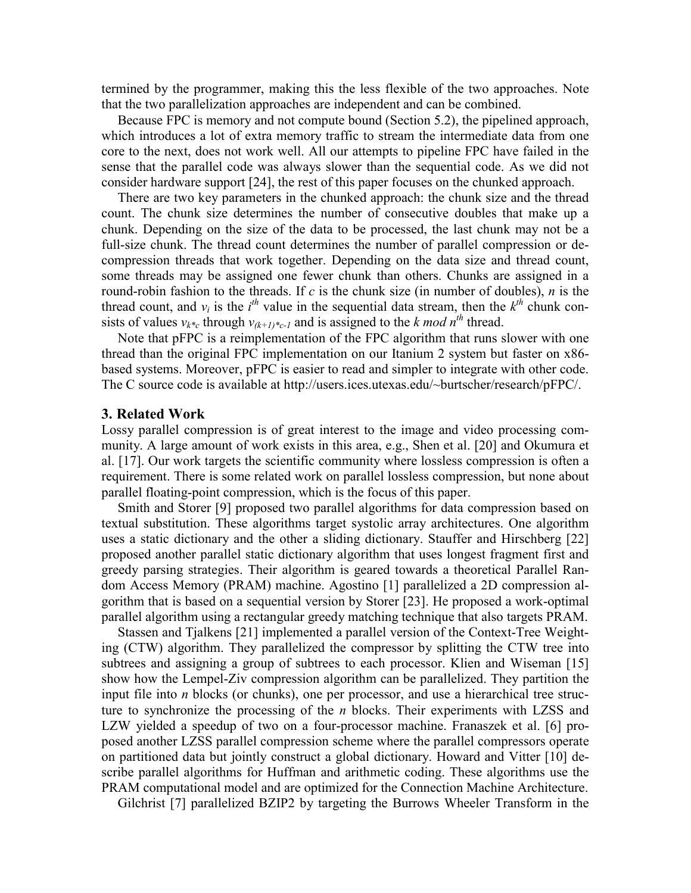termined by the programmer, making this the less flexible of the two approaches. Note that the two parallelization approaches are independent and can be combined.

Because FPC is memory and not compute bound (Section 5.2), the pipelined approach, which introduces a lot of extra memory traffic to stream the intermediate data from one core to the next, does not work well. All our attempts to pipeline FPC have failed in the sense that the parallel code was always slower than the sequential code. As we did not consider hardware support [24], the rest of this paper focuses on the chunked approach.

There are two key parameters in the chunked approach: the chunk size and the thread count. The chunk size determines the number of consecutive doubles that make up a chunk. Depending on the size of the data to be processed, the last chunk may not be a full-size chunk. The thread count determines the number of parallel compression or decompression threads that work together. Depending on the data size and thread count, some threads may be assigned one fewer chunk than others. Chunks are assigned in a round-robin fashion to the threads. If $c$ is the chunk size (in number of doubles), $n$ is the thread count, and $v_i$ is the $i^{th}$ value in the sequential data stream, then the $k^{th}$ chunk consists of values $v_{k*c}$ through $v_{(k+1)*c-1}$ and is assigned to the $k \bmod n^{th}$ thread.

Note that pFPC is a reimplementation of the FPC algorithm that runs slower with one thread than the original FPC implementation on our Itanium 2 system but faster on x86-based systems. Moreover, pFPC is easier to read and simpler to integrate with other code. The C source code is available at http://users.ices.utexas.edu/~burtscher/research/pFPC/.

## 3. Related Work

Lossy parallel compression is of great interest to the image and video processing community. A large amount of work exists in this area, e.g., Shen et al. [20] and Okumura et al. [17]. Our work targets the scientific community where lossless compression is often a requirement. There is some related work on parallel lossless compression, but none about parallel floating-point compression, which is the focus of this paper.

Smith and Storer [9] proposed two parallel algorithms for data compression based on textual substitution. These algorithms target systolic array architectures. One algorithm uses a static dictionary and the other a sliding dictionary. Stauffer and Hirschberg [22] proposed another parallel static dictionary algorithm that uses longest fragment first and greedy parsing strategies. Their algorithm is geared towards a theoretical Parallel Random Access Memory (PRAM) machine. Agostino [1] parallelized a 2D compression algorithm that is based on a sequential version by Storer [23]. He proposed a work-optimal parallel algorithm using a rectangular greedy matching technique that also targets PRAM.

Stassen and Tjalkens [21] implemented a parallel version of the Context-Tree Weighting (CTW) algorithm. They parallelized the compressor by splitting the CTW tree into subtrees and assigning a group of subtrees to each processor. Klien and Wiseman [15] show how the Lempel-Ziv compression algorithm can be parallelized. They partition the input file into $n$ blocks (or chunks), one per processor, and use a hierarchical tree structure to synchronize the processing of the $n$ blocks. Their experiments with LZSS and LZW yielded a speedup of two on a four-processor machine. Franaszek et al. [6] proposed another LZSS parallel compression scheme where the parallel compressors operate on partitioned data but jointly construct a global dictionary. Howard and Vitter [10] describe parallel algorithms for Huffman and arithmetic coding. These algorithms use the PRAM computational model and are optimized for the Connection Machine Architecture.

Gilchrist [7] parallelized BZIP2 by targeting the Burrows Wheeler Transform in the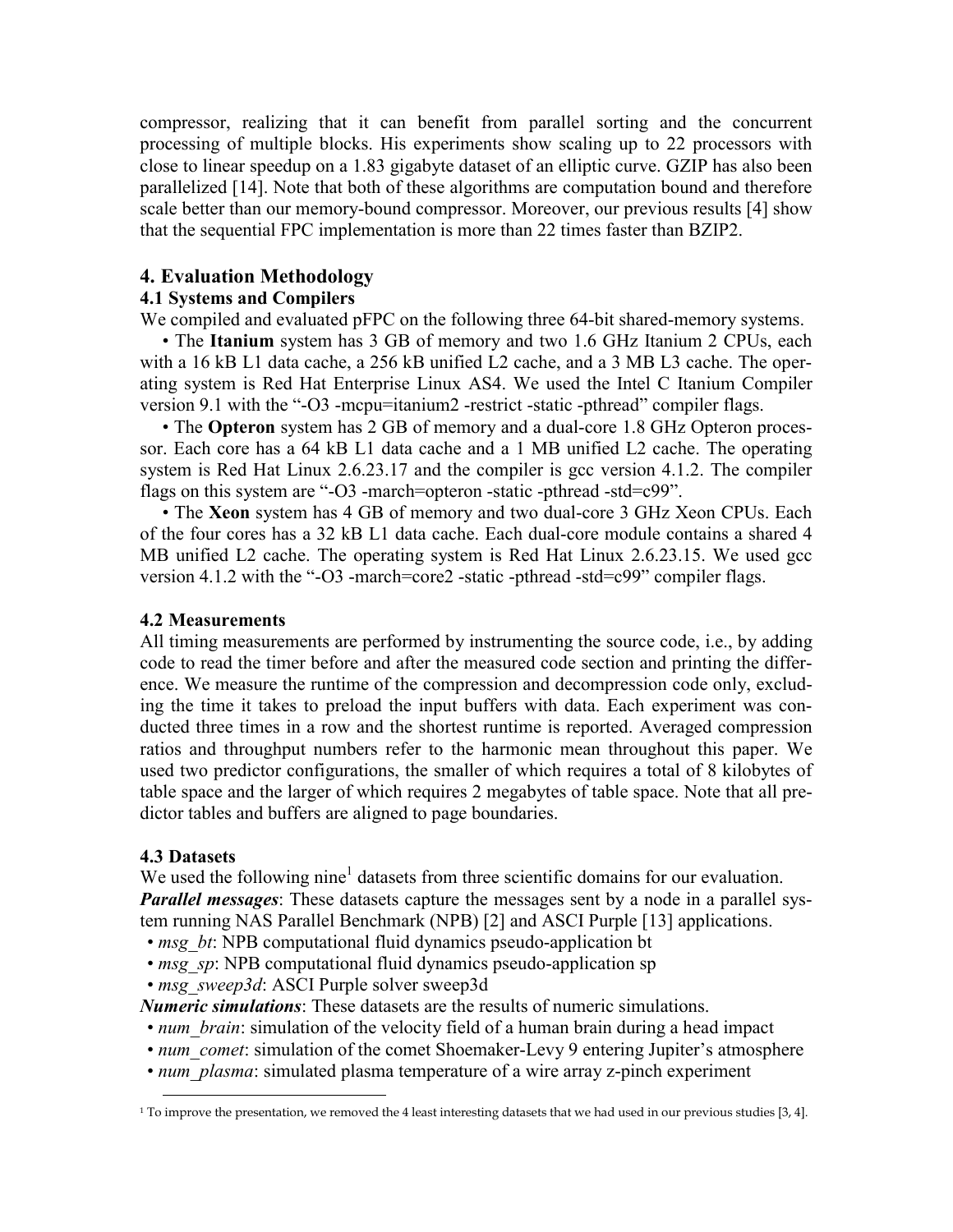compressor, realizing that it can benefit from parallel sorting and the concurrent processing of multiple blocks. His experiments show scaling up to 22 processors with close to linear speedup on a 1.83 gigabyte dataset of an elliptic curve. GZIP has also been parallelized [14]. Note that both of these algorithms are computation bound and therefore scale better than our memory-bound compressor. Moreover, our previous results [4] show that the sequential FPC implementation is more than 22 times faster than BZIP2.

## 4. Evaluation Methodology

### 4.1 Systems and Compilers

We compiled and evaluated pFPC on the following three 64-bit shared-memory systems.

- The **Itanium** system has 3 GB of memory and two 1.6 GHz Itanium 2 CPUs, each with a 16 kB L1 data cache, a 256 kB unified L2 cache, and a 3 MB L3 cache. The operating system is Red Hat Enterprise Linux AS4. We used the Intel C Itanium Compiler version 9.1 with the "-O3 -mcpu=itanium2 -restrict -static -pthread" compiler flags.
- The **Opteron** system has 2 GB of memory and a dual-core 1.8 GHz Opteron processor. Each core has a 64 kB L1 data cache and a 1 MB unified L2 cache. The operating system is Red Hat Linux 2.6.23.17 and the compiler is gcc version 4.1.2. The compiler flags on this system are "-O3 -march=opteron -static -pthread -std=c99".
- The **Xeon** system has 4 GB of memory and two dual-core 3 GHz Xeon CPUs. Each of the four cores has a 32 kB L1 data cache. Each dual-core module contains a shared 4 MB unified L2 cache. The operating system is Red Hat Linux 2.6.23.15. We used gcc version 4.1.2 with the "-O3 -march=core2 -static -pthread -std=c99" compiler flags.

### 4.2 Measurements

All timing measurements are performed by instrumenting the source code, i.e., by adding code to read the timer before and after the measured code section and printing the difference. We measure the runtime of the compression and decompression code only, excluding the time it takes to preload the input buffers with data. Each experiment was conducted three times in a row and the shortest runtime is reported. Averaged compression ratios and throughput numbers refer to the harmonic mean throughout this paper. We used two predictor configurations, the smaller of which requires a total of 8 kilobytes of table space and the larger of which requires 2 megabytes of table space. Note that all predictor tables and buffers are aligned to page boundaries.

### 4.3 Datasets

We used the following nine[1] datasets from three scientific domains for our evaluation.

***Parallel messages***: These datasets capture the messages sent by a node in a parallel system running NAS Parallel Benchmark (NPB) [2] and ASCI Purple [13] applications.

- *msg_bt*: NPB computational fluid dynamics pseudo-application bt
- *msg_sp*: NPB computational fluid dynamics pseudo-application sp
- *msg_sweep3d*: ASCI Purple solver sweep3d

***Numeric simulations***: These datasets are the results of numeric simulations.

- *num_brain*: simulation of the velocity field of a human brain during a head impact
- *num_comet*: simulation of the comet Shoemaker-Levy 9 entering Jupiter's atmosphere
- *num_plasma*: simulated plasma temperature of a wire array z-pinch experiment

[1] To improve the presentation, we removed the 4 least interesting datasets that we had used in our previous studies [3, 4].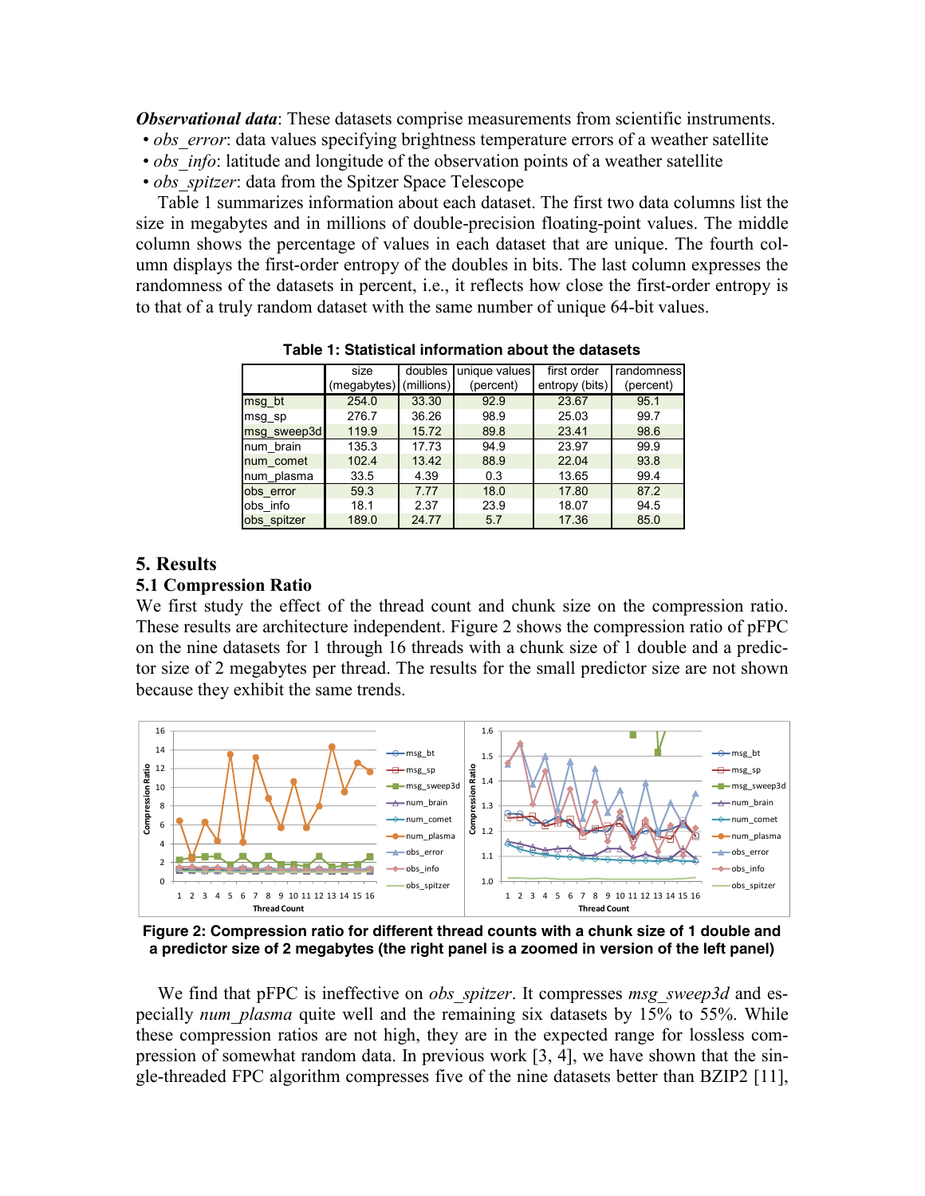***Observational data***: These datasets comprise measurements from scientific instruments.

- *obs_error*: data values specifying brightness temperature errors of a weather satellite
- *obs_info*: latitude and longitude of the observation points of a weather satellite
- *obs_spitzer*: data from the Spitzer Space Telescope

Table 1 summarizes information about each dataset. The first two data columns list the size in megabytes and in millions of double-precision floating-point values. The middle column shows the percentage of values in each dataset that are unique. The fourth column displays the first-order entropy of the doubles in bits. The last column expresses the randomness of the datasets in percent, i.e., it reflects how close the first-order entropy is to that of a truly random dataset with the same number of unique 64-bit values.

**Table 1: Statistical information about the datasets**

| | size (megabytes) | doubles (millions) | unique values (percent) | first order entropy (bits) | randomness (percent) |
|---|---|---|---|---|---|
| msg_bt | 254.0 | 33.30 | 92.9 | 23.67 | 95.1 |
| msg_sp | 276.7 | 36.26 | 98.9 | 25.03 | 99.7 |
| msg_sweep3d | 119.9 | 15.72 | 89.8 | 23.41 | 98.6 |
| num_brain | 135.3 | 17.73 | 94.9 | 23.97 | 99.9 |
| num_comet | 102.4 | 13.42 | 88.9 | 22.04 | 93.8 |
| num_plasma | 33.5 | 4.39 | 0.3 | 13.65 | 99.4 |
| obs_error | 59.3 | 7.77 | 18.0 | 17.80 | 87.2 |
| obs_info | 18.1 | 2.37 | 23.9 | 18.07 | 94.5 |
| obs_spitzer | 189.0 | 24.77 | 5.7 | 17.36 | 85.0 |

## 5. Results

### 5.1 Compression Ratio

We first study the effect of the thread count and chunk size on the compression ratio. These results are architecture independent. Figure 2 shows the compression ratio of pFPC on the nine datasets for 1 through 16 threads with a chunk size of 1 double and a predictor size of 2 megabytes per thread. The results for the small predictor size are not shown because they exhibit the same trends.

**Figure 2: Compression ratio for different thread counts with a chunk size of 1 double and a predictor size of 2 megabytes (the right panel is a zoomed in version of the left panel)**

We find that pFPC is ineffective on *obs_spitzer*. It compresses *msg_sweep3d* and especially *num_plasma* quite well and the remaining six datasets by 15% to 55%. While these compression ratios are not high, they are in the expected range for lossless compression of somewhat random data. In previous work [3, 4], we have shown that the single-threaded FPC algorithm compresses five of the nine datasets better than BZIP2 [11],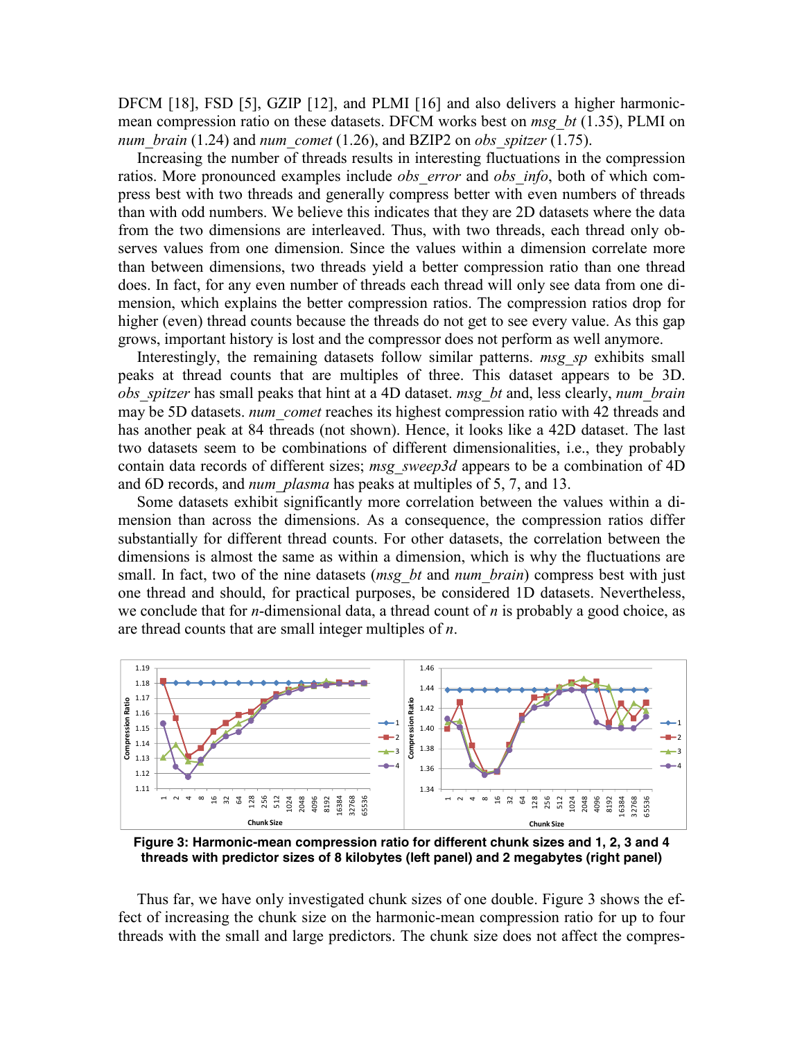DFCM [18], FSD [5], GZIP [12], and PLMI [16] and also delivers a higher harmonic-mean compression ratio on these datasets. DFCM works best on *msg_bt* (1.35), PLMI on *num_brain* (1.24) and *num_comet* (1.26), and BZIP2 on *obs_spitzer* (1.75).

Increasing the number of threads results in interesting fluctuations in the compression ratios. More pronounced examples include *obs_error* and *obs_info*, both of which compress best with two threads and generally compress better with even numbers of threads than with odd numbers. We believe this indicates that they are 2D datasets where the data from the two dimensions are interleaved. Thus, with two threads, each thread only observes values from one dimension. Since the values within a dimension correlate more than between dimensions, two threads yield a better compression ratio than one thread does. In fact, for any even number of threads each thread will only see data from one dimension, which explains the better compression ratios. The compression ratios drop for higher (even) thread counts because the threads do not get to see every value. As this gap grows, important history is lost and the compressor does not perform as well anymore.

Interestingly, the remaining datasets follow similar patterns. *msg_sp* exhibits small peaks at thread counts that are multiples of three. This dataset appears to be 3D. *obs_spitzer* has small peaks that hint at a 4D dataset. *msg_bt* and, less clearly, *num_brain* may be 5D datasets. *num_comet* reaches its highest compression ratio with 42 threads and has another peak at 84 threads (not shown). Hence, it looks like a 42D dataset. The last two datasets seem to be combinations of different dimensionalities, i.e., they probably contain data records of different sizes; *msg_sweep3d* appears to be a combination of 4D and 6D records, and *num_plasma* has peaks at multiples of 5, 7, and 13.

Some datasets exhibit significantly more correlation between the values within a dimension than across the dimensions. As a consequence, the compression ratios differ substantially for different thread counts. For other datasets, the correlation between the dimensions is almost the same as within a dimension, which is why the fluctuations are small. In fact, two of the nine datasets (*msg_bt* and *num_brain*) compress best with just one thread and should, for practical purposes, be considered 1D datasets. Nevertheless, we conclude that for $n$-dimensional data, a thread count of $n$ is probably a good choice, as are thread counts that are small integer multiples of $n$.

**Figure 3: Harmonic-mean compression ratio for different chunk sizes and 1, 2, 3 and 4 threads with predictor sizes of 8 kilobytes (left panel) and 2 megabytes (right panel)**

Thus far, we have only investigated chunk sizes of one double. Figure 3 shows the effect of increasing the chunk size on the harmonic-mean compression ratio for up to four threads with the small and large predictors. The chunk size does not affect the compres-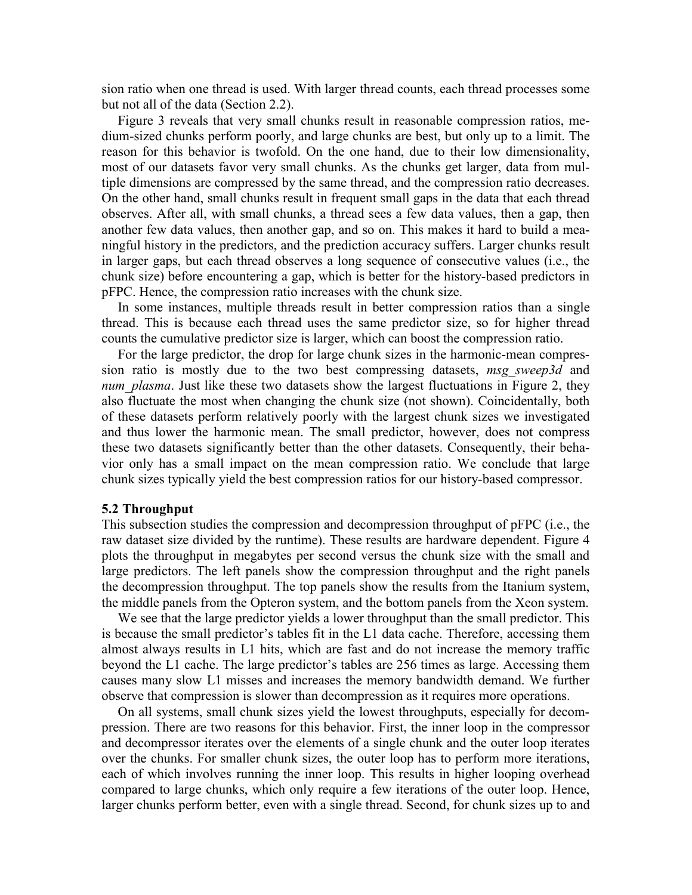sion ratio when one thread is used. With larger thread counts, each thread processes some but not all of the data (Section 2.2).

Figure 3 reveals that very small chunks result in reasonable compression ratios, medium-sized chunks perform poorly, and large chunks are best, but only up to a limit. The reason for this behavior is twofold. On the one hand, due to their low dimensionality, most of our datasets favor very small chunks. As the chunks get larger, data from multiple dimensions are compressed by the same thread, and the compression ratio decreases. On the other hand, small chunks result in frequent small gaps in the data that each thread observes. After all, with small chunks, a thread sees a few data values, then a gap, then another few data values, then another gap, and so on. This makes it hard to build a meaningful history in the predictors, and the prediction accuracy suffers. Larger chunks result in larger gaps, but each thread observes a long sequence of consecutive values (i.e., the chunk size) before encountering a gap, which is better for the history-based predictors in pFPC. Hence, the compression ratio increases with the chunk size.

In some instances, multiple threads result in better compression ratios than a single thread. This is because each thread uses the same predictor size, so for higher thread counts the cumulative predictor size is larger, which can boost the compression ratio.

For the large predictor, the drop for large chunk sizes in the harmonic-mean compression ratio is mostly due to the two best compressing datasets, *msg_sweep3d* and *num_plasma*. Just like these two datasets show the largest fluctuations in Figure 2, they also fluctuate the most when changing the chunk size (not shown). Coincidentally, both of these datasets perform relatively poorly with the largest chunk sizes we investigated and thus lower the harmonic mean. The small predictor, however, does not compress these two datasets significantly better than the other datasets. Consequently, their behavior only has a small impact on the mean compression ratio. We conclude that large chunk sizes typically yield the best compression ratios for our history-based compressor.

### 5.2 Throughput

This subsection studies the compression and decompression throughput of pFPC (i.e., the raw dataset size divided by the runtime). These results are hardware dependent. Figure 4 plots the throughput in megabytes per second versus the chunk size with the small and large predictors. The left panels show the compression throughput and the right panels the decompression throughput. The top panels show the results from the Itanium system, the middle panels from the Opteron system, and the bottom panels from the Xeon system.

We see that the large predictor yields a lower throughput than the small predictor. This is because the small predictor's tables fit in the L1 data cache. Therefore, accessing them almost always results in L1 hits, which are fast and do not increase the memory traffic beyond the L1 cache. The large predictor's tables are 256 times as large. Accessing them causes many slow L1 misses and increases the memory bandwidth demand. We further observe that compression is slower than decompression as it requires more operations.

On all systems, small chunk sizes yield the lowest throughputs, especially for decompression. There are two reasons for this behavior. First, the inner loop in the compressor and decompressor iterates over the elements of a single chunk and the outer loop iterates over the chunks. For smaller chunk sizes, the outer loop has to perform more iterations, each of which involves running the inner loop. This results in higher looping overhead compared to large chunks, which only require a few iterations of the outer loop. Hence, larger chunks perform better, even with a single thread. Second, for chunk sizes up to and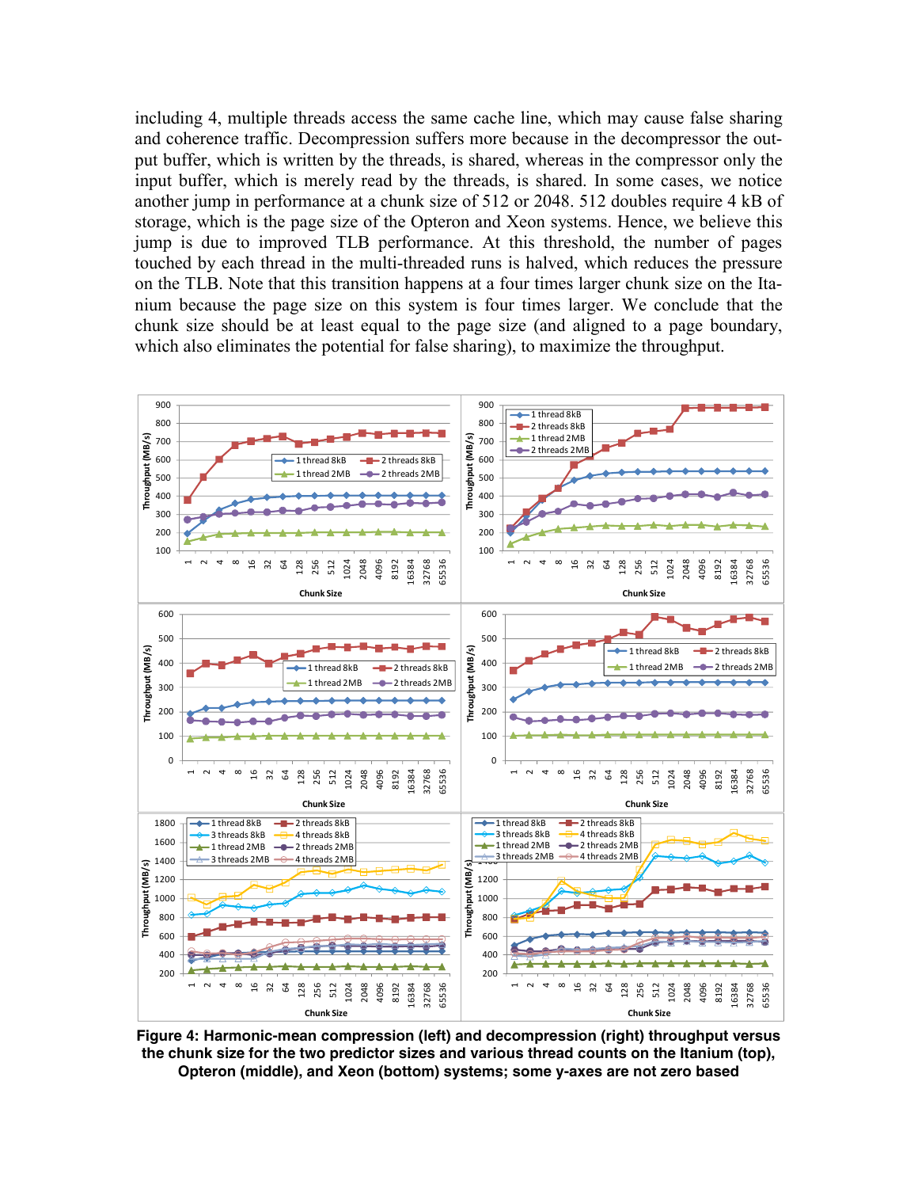including 4, multiple threads access the same cache line, which may cause false sharing and coherence traffic. Decompression suffers more because in the decompressor the output buffer, which is written by the threads, is shared, whereas in the compressor only the input buffer, which is merely read by the threads, is shared. In some cases, we notice another jump in performance at a chunk size of 512 or 2048. 512 doubles require 4 kB of storage, which is the page size of the Opteron and Xeon systems. Hence, we believe this jump is due to improved TLB performance. At this threshold, the number of pages touched by each thread in the multi-threaded runs is halved, which reduces the pressure on the TLB. Note that this transition happens at a four times larger chunk size on the Itanium because the page size on this system is four times larger. We conclude that the chunk size should be at least equal to the page size (and aligned to a page boundary, which also eliminates the potential for false sharing), to maximize the throughput.

**Figure 4: Harmonic-mean compression (left) and decompression (right) throughput versus the chunk size for the two predictor sizes and various thread counts on the Itanium (top), Opteron (middle), and Xeon (bottom) systems; some y-axes are not zero based**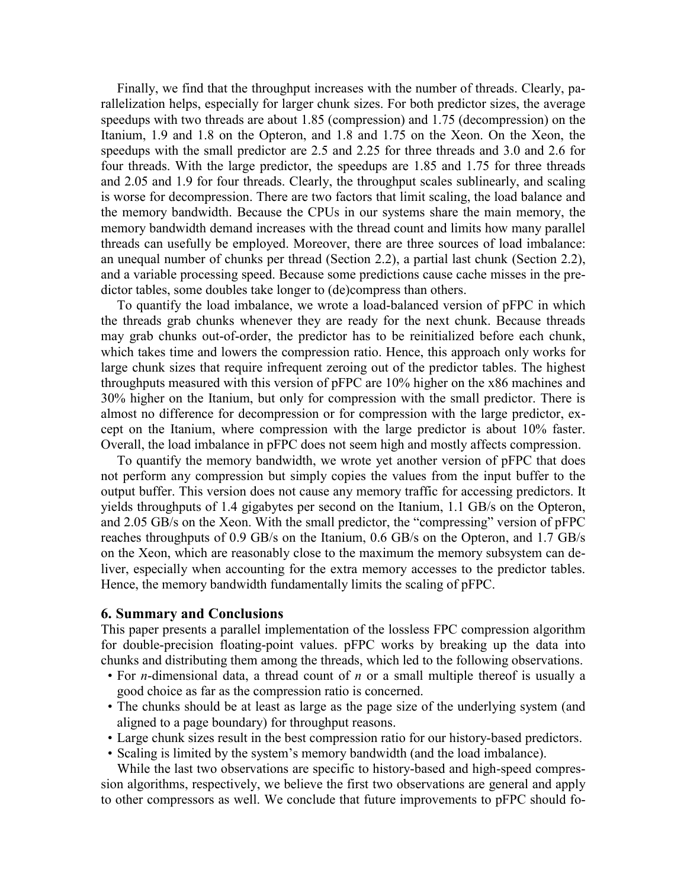Finally, we find that the throughput increases with the number of threads. Clearly, parallelization helps, especially for larger chunk sizes. For both predictor sizes, the average speedups with two threads are about 1.85 (compression) and 1.75 (decompression) on the Itanium, 1.9 and 1.8 on the Opteron, and 1.8 and 1.75 on the Xeon. On the Xeon, the speedups with the small predictor are 2.5 and 2.25 for three threads and 3.0 and 2.6 for four threads. With the large predictor, the speedups are 1.85 and 1.75 for three threads and 2.05 and 1.9 for four threads. Clearly, the throughput scales sublinearly, and scaling is worse for decompression. There are two factors that limit scaling, the load balance and the memory bandwidth. Because the CPUs in our systems share the main memory, the memory bandwidth demand increases with the thread count and limits how many parallel threads can usefully be employed. Moreover, there are three sources of load imbalance: an unequal number of chunks per thread (Section 2.2), a partial last chunk (Section 2.2), and a variable processing speed. Because some predictions cause cache misses in the predictor tables, some doubles take longer to (de)compress than others.

To quantify the load imbalance, we wrote a load-balanced version of pFPC in which the threads grab chunks whenever they are ready for the next chunk. Because threads may grab chunks out-of-order, the predictor has to be reinitialized before each chunk, which takes time and lowers the compression ratio. Hence, this approach only works for large chunk sizes that require infrequent zeroing out of the predictor tables. The highest throughputs measured with this version of pFPC are 10% higher on the x86 machines and 30% higher on the Itanium, but only for compression with the small predictor. There is almost no difference for decompression or for compression with the large predictor, except on the Itanium, where compression with the large predictor is about 10% faster. Overall, the load imbalance in pFPC does not seem high and mostly affects compression.

To quantify the memory bandwidth, we wrote yet another version of pFPC that does not perform any compression but simply copies the values from the input buffer to the output buffer. This version does not cause any memory traffic for accessing predictors. It yields throughputs of 1.4 gigabytes per second on the Itanium, 1.1 GB/s on the Opteron, and 2.05 GB/s on the Xeon. With the small predictor, the "compressing" version of pFPC reaches throughputs of 0.9 GB/s on the Itanium, 0.6 GB/s on the Opteron, and 1.7 GB/s on the Xeon, which are reasonably close to the maximum the memory subsystem can deliver, especially when accounting for the extra memory accesses to the predictor tables. Hence, the memory bandwidth fundamentally limits the scaling of pFPC.

## 6. Summary and Conclusions

This paper presents a parallel implementation of the lossless FPC compression algorithm for double-precision floating-point values. pFPC works by breaking up the data into chunks and distributing them among the threads, which led to the following observations.

- For *n*-dimensional data, a thread count of *n* or a small multiple thereof is usually a good choice as far as the compression ratio is concerned.
- The chunks should be at least as large as the page size of the underlying system (and aligned to a page boundary) for throughput reasons.
- Large chunk sizes result in the best compression ratio for our history-based predictors.
- Scaling is limited by the system's memory bandwidth (and the load imbalance).

While the last two observations are specific to history-based and high-speed compression algorithms, respectively, we believe the first two observations are general and apply to other compressors as well. We conclude that future improvements to pFPC should fo-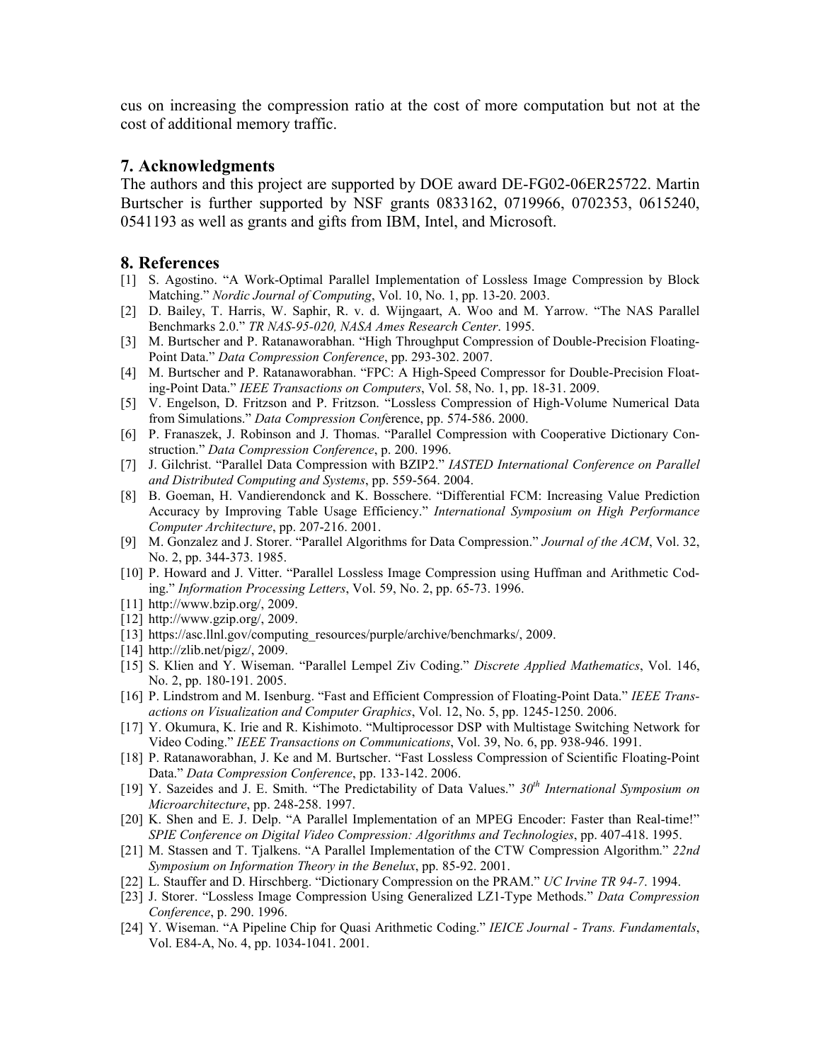cus on increasing the compression ratio at the cost of more computation but not at the cost of additional memory traffic.

## 7. Acknowledgments

The authors and this project are supported by DOE award DE-FG02-06ER25722. Martin Burtscher is further supported by NSF grants 0833162, 0719966, 0702353, 0615240, 0541193 as well as grants and gifts from IBM, Intel, and Microsoft.

## 8. References

[1] S. Agostino. "A Work-Optimal Parallel Implementation of Lossless Image Compression by Block Matching." *Nordic Journal of Computing*, Vol. 10, No. 1, pp. 13-20. 2003.

[2] D. Bailey, T. Harris, W. Saphir, R. v. d. Wijngaart, A. Woo and M. Yarrow. "The NAS Parallel Benchmarks 2.0." *TR NAS-95-020, NASA Ames Research Center*. 1995.

[3] M. Burtscher and P. Ratanaworabhan. "High Throughput Compression of Double-Precision Floating-Point Data." *Data Compression Conference*, pp. 293-302. 2007.

[4] M. Burtscher and P. Ratanaworabhan. "FPC: A High-Speed Compressor for Double-Precision Floating-Point Data." *IEEE Transactions on Computers*, Vol. 58, No. 1, pp. 18-31. 2009.

[5] V. Engelson, D. Fritzson and P. Fritzson. "Lossless Compression of High-Volume Numerical Data from Simulations." *Data Compression Conf*erence, pp. 574-586. 2000.

[6] P. Franaszek, J. Robinson and J. Thomas. "Parallel Compression with Cooperative Dictionary Construction." *Data Compression Conference*, p. 200. 1996.

[7] J. Gilchrist. "Parallel Data Compression with BZIP2." *IASTED International Conference on Parallel and Distributed Computing and Systems*, pp. 559-564. 2004.

[8] B. Goeman, H. Vandierendonck and K. Bosschere. "Differential FCM: Increasing Value Prediction Accuracy by Improving Table Usage Efficiency." *International Symposium on High Performance Computer Architecture*, pp. 207-216. 2001.

[9] M. Gonzalez and J. Storer. "Parallel Algorithms for Data Compression." *Journal of the ACM*, Vol. 32, No. 2, pp. 344-373. 1985.

[10] P. Howard and J. Vitter. "Parallel Lossless Image Compression using Huffman and Arithmetic Coding." *Information Processing Letters*, Vol. 59, No. 2, pp. 65-73. 1996.

[11] http://www.bzip.org/, 2009.

[12] http://www.gzip.org/, 2009.

[13] https://asc.llnl.gov/computing_resources/purple/archive/benchmarks/, 2009.

[14] http://zlib.net/pigz/, 2009.

[15] S. Klien and Y. Wiseman. "Parallel Lempel Ziv Coding." *Discrete Applied Mathematics*, Vol. 146, No. 2, pp. 180-191. 2005.

[16] P. Lindstrom and M. Isenburg. "Fast and Efficient Compression of Floating-Point Data." *IEEE Transactions on Visualization and Computer Graphics*, Vol. 12, No. 5, pp. 1245-1250. 2006.

[17] Y. Okumura, K. Irie and R. Kishimoto. "Multiprocessor DSP with Multistage Switching Network for Video Coding." *IEEE Transactions on Communications*, Vol. 39, No. 6, pp. 938-946. 1991.

[18] P. Ratanaworabhan, J. Ke and M. Burtscher. "Fast Lossless Compression of Scientific Floating-Point Data." *Data Compression Conference*, pp. 133-142. 2006.

[19] Y. Sazeides and J. E. Smith. "The Predictability of Data Values." *30th International Symposium on Microarchitecture*, pp. 248-258. 1997.

[20] K. Shen and E. J. Delp. "A Parallel Implementation of an MPEG Encoder: Faster than Real-time!" *SPIE Conference on Digital Video Compression: Algorithms and Technologies*, pp. 407-418. 1995.

[21] M. Stassen and T. Tjalkens. "A Parallel Implementation of the CTW Compression Algorithm." *22nd Symposium on Information Theory in the Benelux*, pp. 85-92. 2001.

[22] L. Stauffer and D. Hirschberg. "Dictionary Compression on the PRAM." *UC Irvine TR 94-7*. 1994.

[23] J. Storer. "Lossless Image Compression Using Generalized LZ1-Type Methods." *Data Compression Conference*, p. 290. 1996.

[24] Y. Wiseman. "A Pipeline Chip for Quasi Arithmetic Coding." *IEICE Journal - Trans. Fundamentals*, Vol. E84-A, No. 4, pp. 1034-1041. 2001.